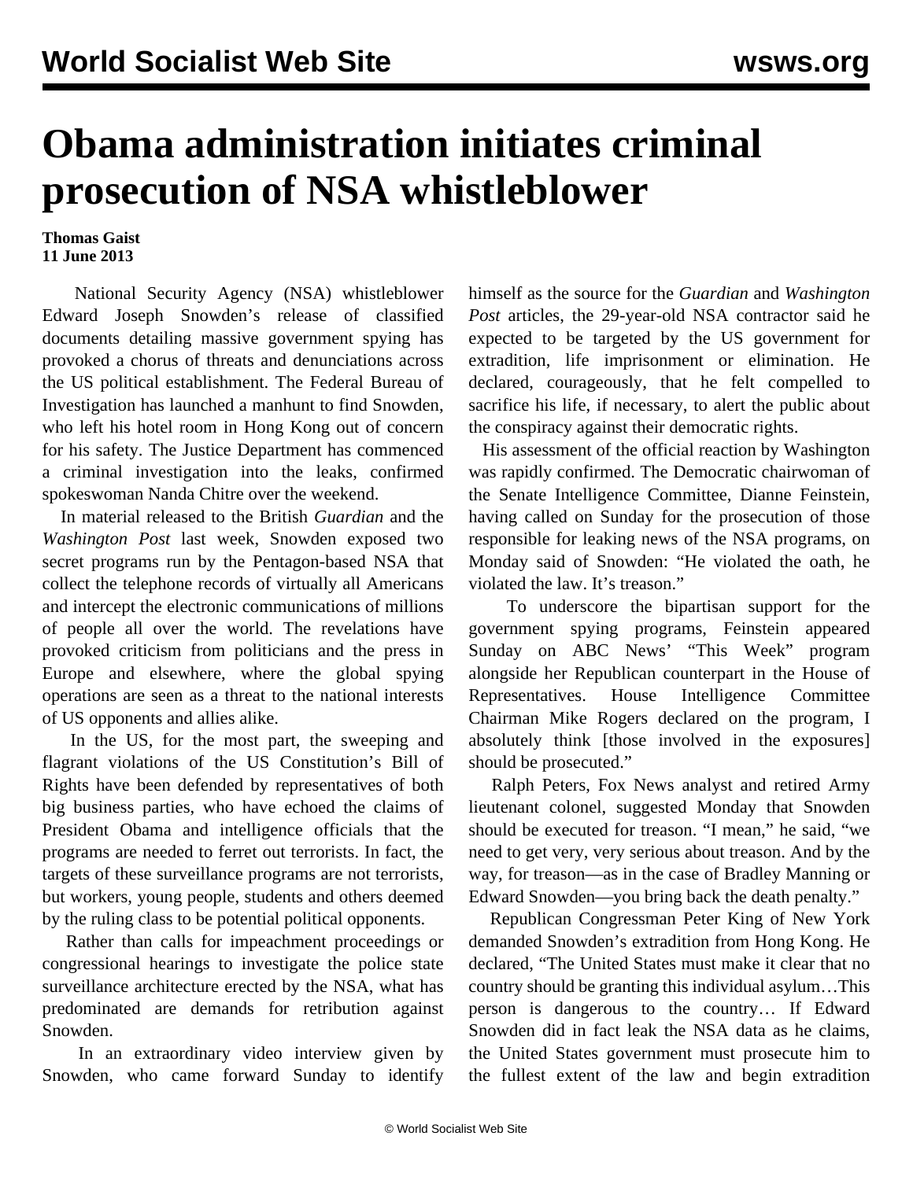# Obama administration initiates criminal prosecution of NSA whistleblower

**Thomas Gaist**
**11 June 2013**

National Security Agency (NSA) whistleblower Edward Joseph Snowden's release of classified documents detailing massive government spying has provoked a chorus of threats and denunciations across the US political establishment. The Federal Bureau of Investigation has launched a manhunt to find Snowden, who left his hotel room in Hong Kong out of concern for his safety. The Justice Department has commenced a criminal investigation into the leaks, confirmed spokeswoman Nanda Chitre over the weekend.

In material released to the British *Guardian* and the *Washington Post* last week, Snowden exposed two secret programs run by the Pentagon-based NSA that collect the telephone records of virtually all Americans and intercept the electronic communications of millions of people all over the world. The revelations have provoked criticism from politicians and the press in Europe and elsewhere, where the global spying operations are seen as a threat to the national interests of US opponents and allies alike.

In the US, for the most part, the sweeping and flagrant violations of the US Constitution's Bill of Rights have been defended by representatives of both big business parties, who have echoed the claims of President Obama and intelligence officials that the programs are needed to ferret out terrorists. In fact, the targets of these surveillance programs are not terrorists, but workers, young people, students and others deemed by the ruling class to be potential political opponents.

Rather than calls for impeachment proceedings or congressional hearings to investigate the police state surveillance architecture erected by the NSA, what has predominated are demands for retribution against Snowden.

In an extraordinary video interview given by Snowden, who came forward Sunday to identify himself as the source for the *Guardian* and *Washington Post* articles, the 29-year-old NSA contractor said he expected to be targeted by the US government for extradition, life imprisonment or elimination. He declared, courageously, that he felt compelled to sacrifice his life, if necessary, to alert the public about the conspiracy against their democratic rights.

His assessment of the official reaction by Washington was rapidly confirmed. The Democratic chairwoman of the Senate Intelligence Committee, Dianne Feinstein, having called on Sunday for the prosecution of those responsible for leaking news of the NSA programs, on Monday said of Snowden: "He violated the oath, he violated the law. It's treason."

To underscore the bipartisan support for the government spying programs, Feinstein appeared Sunday on ABC News' "This Week" program alongside her Republican counterpart in the House of Representatives. House Intelligence Committee Chairman Mike Rogers declared on the program, I absolutely think [those involved in the exposures] should be prosecuted."

Ralph Peters, Fox News analyst and retired Army lieutenant colonel, suggested Monday that Snowden should be executed for treason. "I mean," he said, "we need to get very, very serious about treason. And by the way, for treason—as in the case of Bradley Manning or Edward Snowden—you bring back the death penalty."

Republican Congressman Peter King of New York demanded Snowden's extradition from Hong Kong. He declared, "The United States must make it clear that no country should be granting this individual asylum…This person is dangerous to the country… If Edward Snowden did in fact leak the NSA data as he claims, the United States government must prosecute him to the fullest extent of the law and begin extradition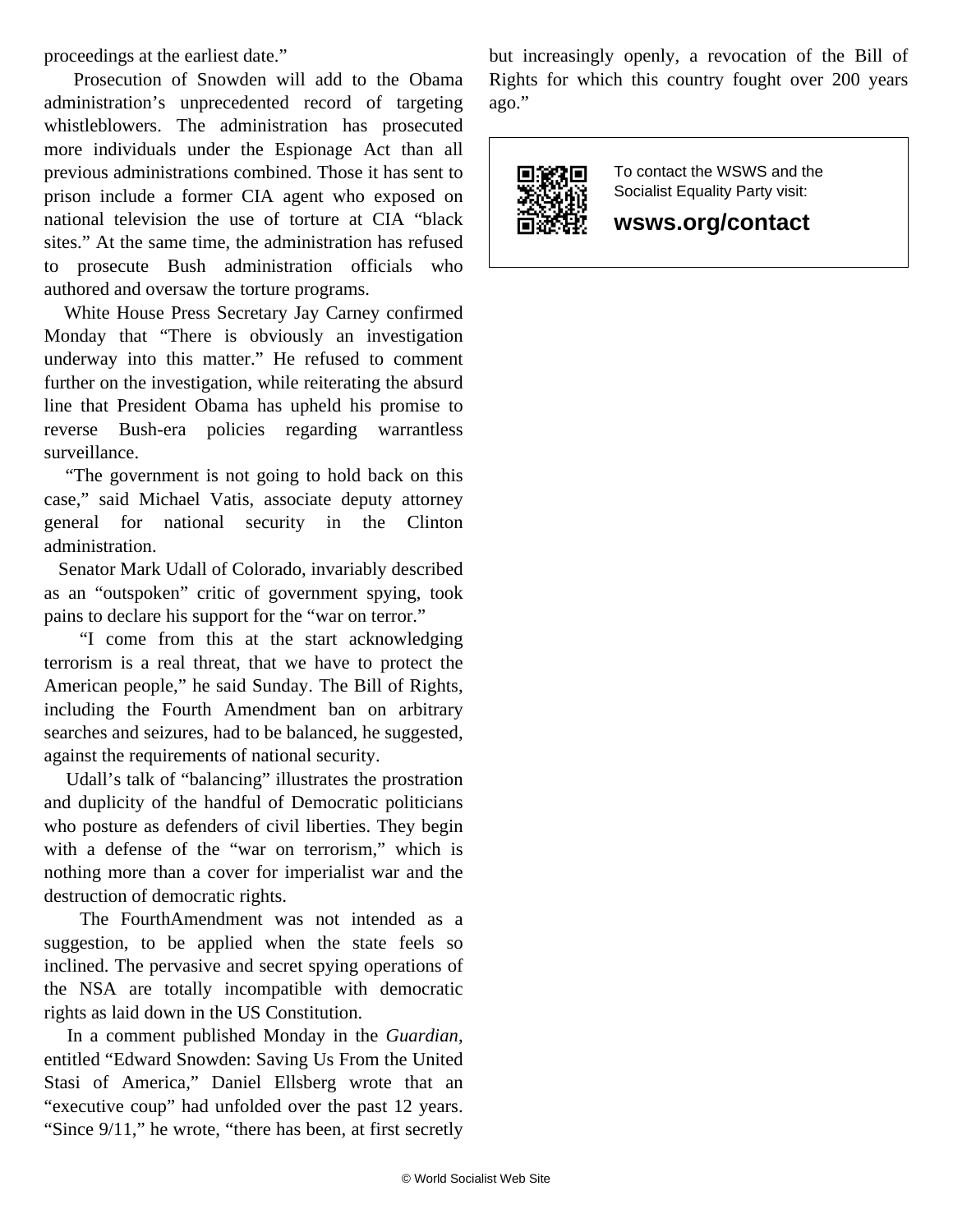proceedings at the earliest date."

Prosecution of Snowden will add to the Obama administration's unprecedented record of targeting whistleblowers. The administration has prosecuted more individuals under the Espionage Act than all previous administrations combined. Those it has sent to prison include a former CIA agent who exposed on national television the use of torture at CIA "black sites." At the same time, the administration has refused to prosecute Bush administration officials who authored and oversaw the torture programs.

White House Press Secretary Jay Carney confirmed Monday that "There is obviously an investigation underway into this matter." He refused to comment further on the investigation, while reiterating the absurd line that President Obama has upheld his promise to reverse Bush-era policies regarding warrantless surveillance.

"The government is not going to hold back on this case," said Michael Vatis, associate deputy attorney general for national security in the Clinton administration.

Senator Mark Udall of Colorado, invariably described as an "outspoken" critic of government spying, took pains to declare his support for the "war on terror."

"I come from this at the start acknowledging terrorism is a real threat, that we have to protect the American people," he said Sunday. The Bill of Rights, including the Fourth Amendment ban on arbitrary searches and seizures, had to be balanced, he suggested, against the requirements of national security.

Udall's talk of "balancing" illustrates the prostration and duplicity of the handful of Democratic politicians who posture as defenders of civil liberties. They begin with a defense of the "war on terrorism," which is nothing more than a cover for imperialist war and the destruction of democratic rights.

The FourthAmendment was not intended as a suggestion, to be applied when the state feels so inclined. The pervasive and secret spying operations of the NSA are totally incompatible with democratic rights as laid down in the US Constitution.

In a comment published Monday in the *Guardian*, entitled "Edward Snowden: Saving Us From the United Stasi of America," Daniel Ellsberg wrote that an "executive coup" had unfolded over the past 12 years. "Since 9/11," he wrote, "there has been, at first secretly but increasingly openly, a revocation of the Bill of Rights for which this country fought over 200 years ago."

To contact the WSWS and the Socialist Equality Party visit:

**wsws.org/contact**